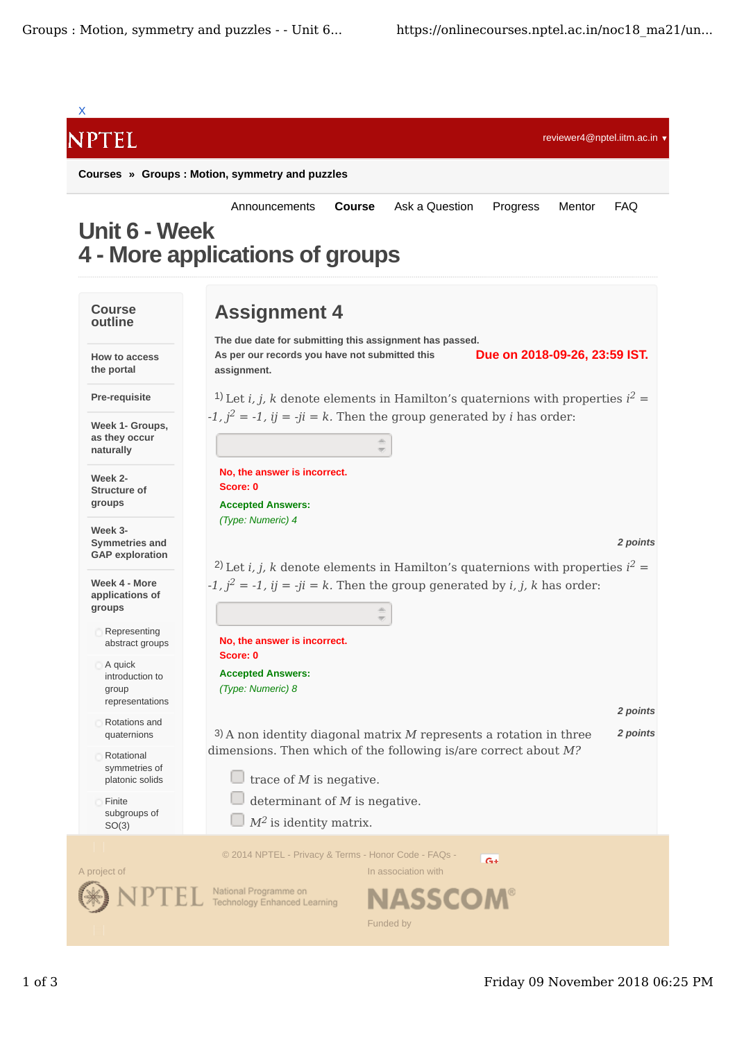X

NPTEL

reviewer4@nptel.iitm.ac.in ▾

**Courses** » **Groups : Motion, symmetry and puzzles**

Announcements | **Course** | Ask a Question | Progress | Mentor | FAQ

# Unit 6 - Week 4 - More applications of groups

**Course outline**

- **How to access the portal**
- **Pre-requisite**
- **Week 1- Groups, as they occur naturally**
- **Week 2- Structure of groups**
- **Week 3- Symmetries and GAP exploration**
- **Week 4 - More applications of groups**
  - Representing abstract groups
  - A quick introduction to group representations
  - Rotations and quaternions
  - Rotational symmetries of platonic solids
  - Finite subgroups of SO(3)

## Assignment 4

**The due date for submitting this assignment has passed.**

**Due on 2018-09-26, 23:59 IST.**

**As per our records you have not submitted this assignment.**

1) Let $i, j, k$ denote elements in Hamilton's quaternions with properties $i^2 = -1, j^2 = -1, ij = -ji = k$. Then the group generated by $i$ has order:

**No, the answer is incorrect.**
**Score: 0**

**Accepted Answers:**
*(Type: Numeric) 4*

*2 points*

2) Let $i, j, k$ denote elements in Hamilton's quaternions with properties $i^2 = -1, j^2 = -1, ij = -ji = k$. Then the group generated by $i, j, k$ has order:

**No, the answer is incorrect.**
**Score: 0**

**Accepted Answers:**
*(Type: Numeric) 8*

*2 points*

3) A non identity diagonal matrix $M$ represents a rotation in three dimensions. Then which of the following is/are correct about $M$?

*2 points*

- [ ] trace of $M$ is negative.
- [ ] determinant of $M$ is negative.
- [ ] $M^2$ is identity matrix.

© 2014 NPTEL - Privacy & Terms - Honor Code - FAQs -

A project of NPTEL National Programme on Technology Enhanced Learning

In association with NASSCOM®

Funded by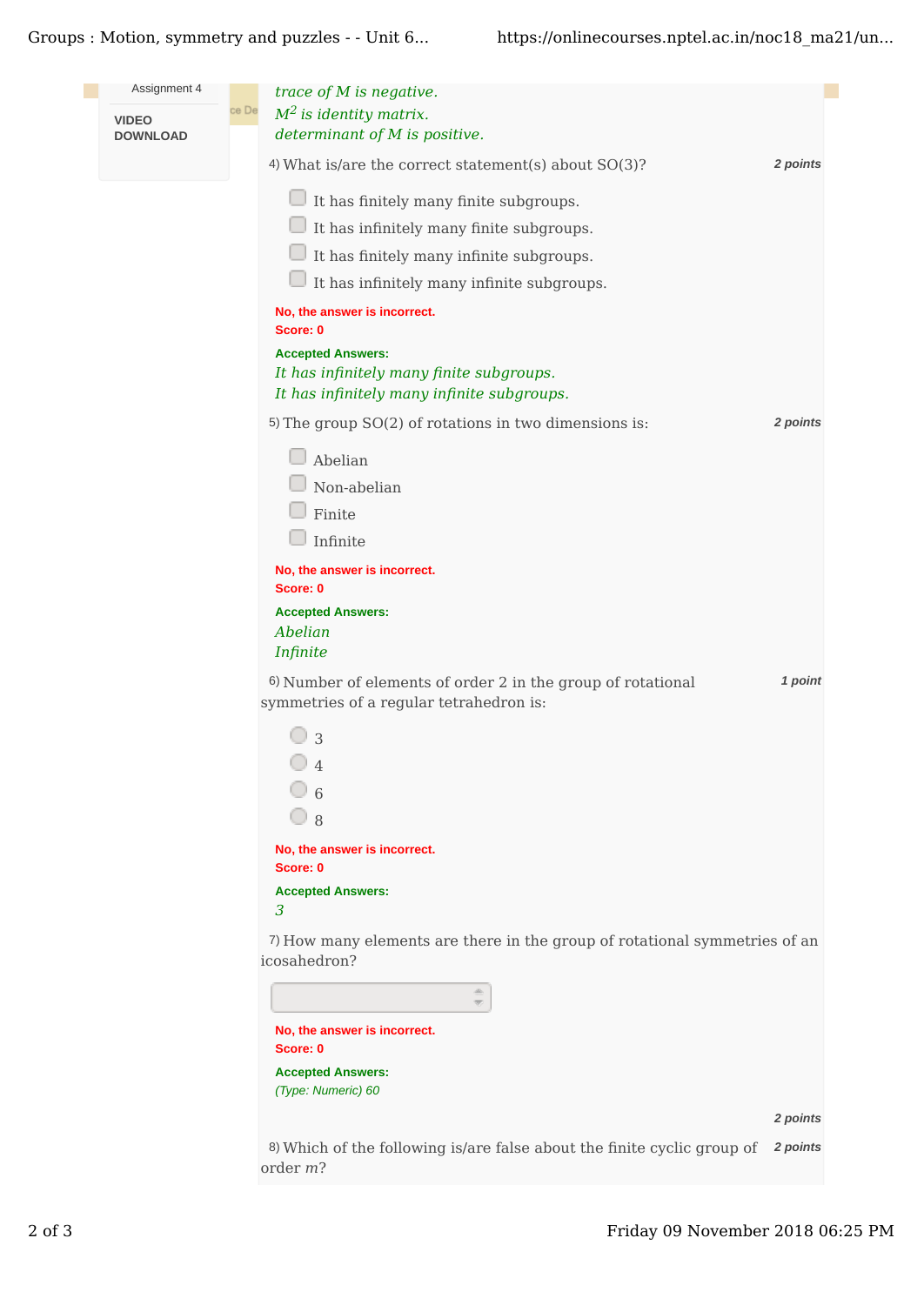*trace of M is negative.*
*$M^2$ is identity matrix.*
*determinant of M is positive.*

4) What is/are the correct statement(s) about SO(3)? **2 points**

- It has finitely many finite subgroups.
- It has infinitely many finite subgroups.
- It has finitely many infinite subgroups.
- It has infinitely many infinite subgroups.

**No, the answer is incorrect.**
**Score: 0**

**Accepted Answers:**
*It has infinitely many finite subgroups.*
*It has infinitely many infinite subgroups.*

5) The group SO(2) of rotations in two dimensions is: **2 points**

- Abelian
- Non-abelian
- Finite
- Infinite

**No, the answer is incorrect.**
**Score: 0**

**Accepted Answers:**
*Abelian*
*Infinite*

6) Number of elements of order 2 in the group of rotational symmetries of a regular tetrahedron is: **1 point**

- 3
- 4
- 6
- 8

**No, the answer is incorrect.**
**Score: 0**

**Accepted Answers:**
*3*

7) How many elements are there in the group of rotational symmetries of an icosahedron?

**No, the answer is incorrect.**
**Score: 0**

**Accepted Answers:**
*(Type: Numeric) 60*

**2 points**

8) Which of the following is/are false about the finite cyclic group of order $m$? **2 points**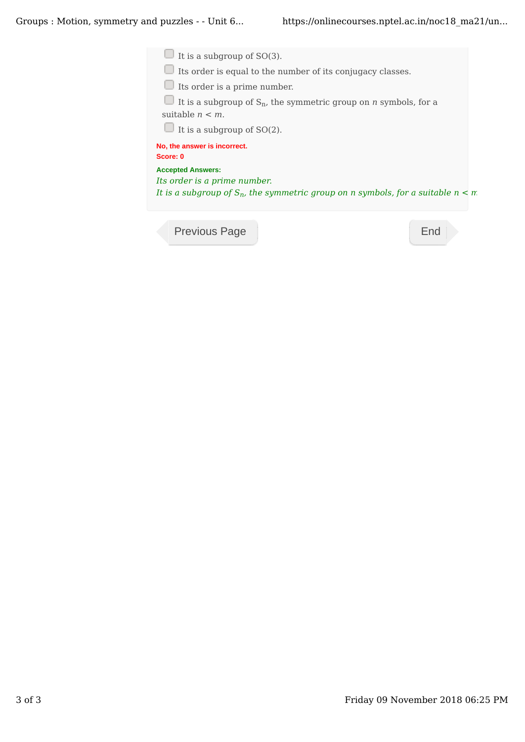- [ ] It is a subgroup of SO(3).
- [ ] Its order is equal to the number of its conjugacy classes.
- [ ] Its order is a prime number.
- [ ] It is a subgroup of $S_n$, the symmetric group on $n$ symbols, for a suitable $n < m$.
- [ ] It is a subgroup of SO(2).

**No, the answer is incorrect.**
**Score: 0**

**Accepted Answers:**
*Its order is a prime number.*
*It is a subgroup of $S_n$, the symmetric group on n symbols, for a suitable $n < m$*

Previous Page

End